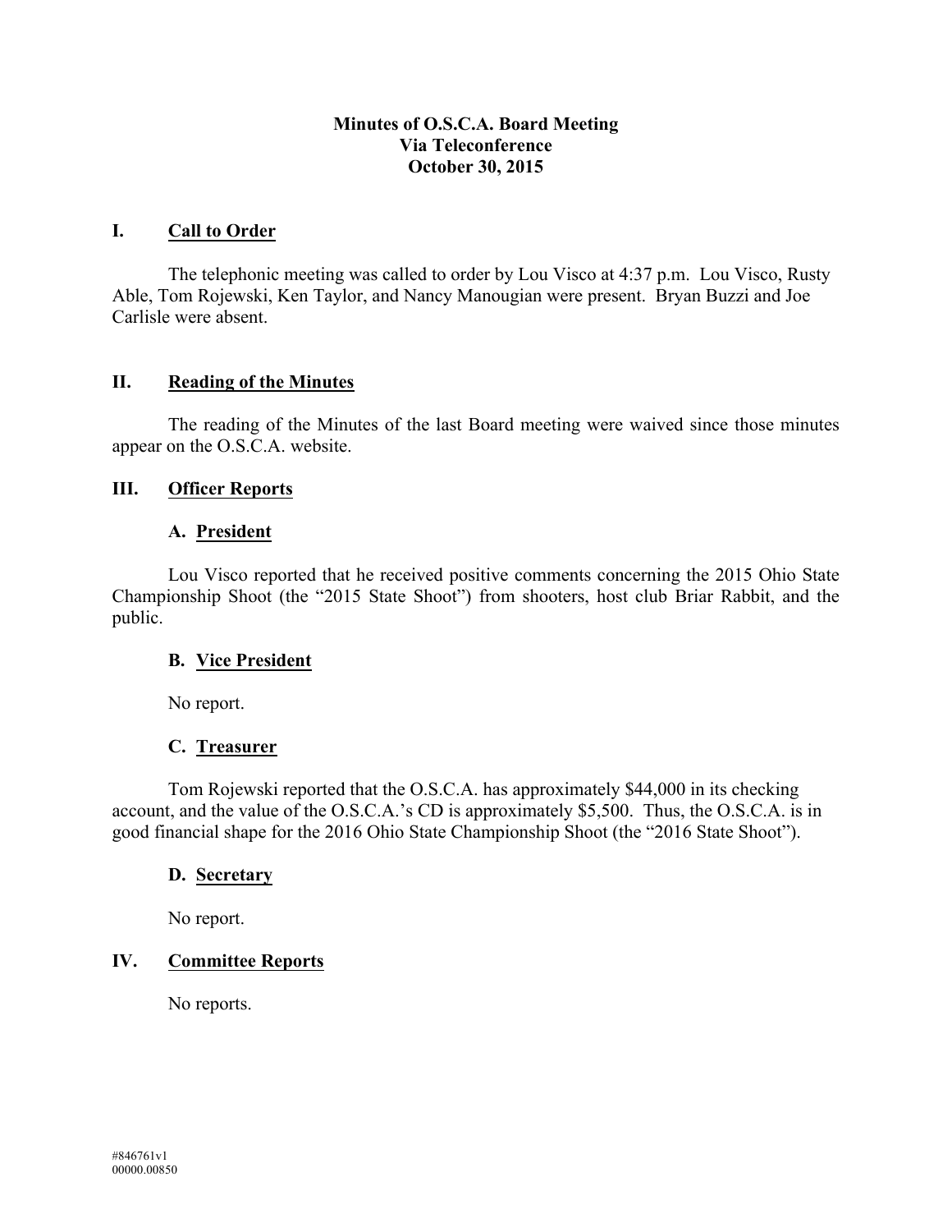# Minutes of O.S.C.A. Board Meeting
# Via Teleconference
# October 30, 2015

## I. Call to Order

The telephonic meeting was called to order by Lou Visco at 4:37 p.m. Lou Visco, Rusty Able, Tom Rojewski, Ken Taylor, and Nancy Manougian were present. Bryan Buzzi and Joe Carlisle were absent.

## II. Reading of the Minutes

The reading of the Minutes of the last Board meeting were waived since those minutes appear on the O.S.C.A. website.

## III. Officer Reports

### A. President

Lou Visco reported that he received positive comments concerning the 2015 Ohio State Championship Shoot (the "2015 State Shoot") from shooters, host club Briar Rabbit, and the public.

### B. Vice President

No report.

### C. Treasurer

Tom Rojewski reported that the O.S.C.A. has approximately $44,000 in its checking account, and the value of the O.S.C.A.'s CD is approximately $5,500. Thus, the O.S.C.A. is in good financial shape for the 2016 Ohio State Championship Shoot (the "2016 State Shoot").

### D. Secretary

No report.

## IV. Committee Reports

No reports.

#846761v1
00000.00850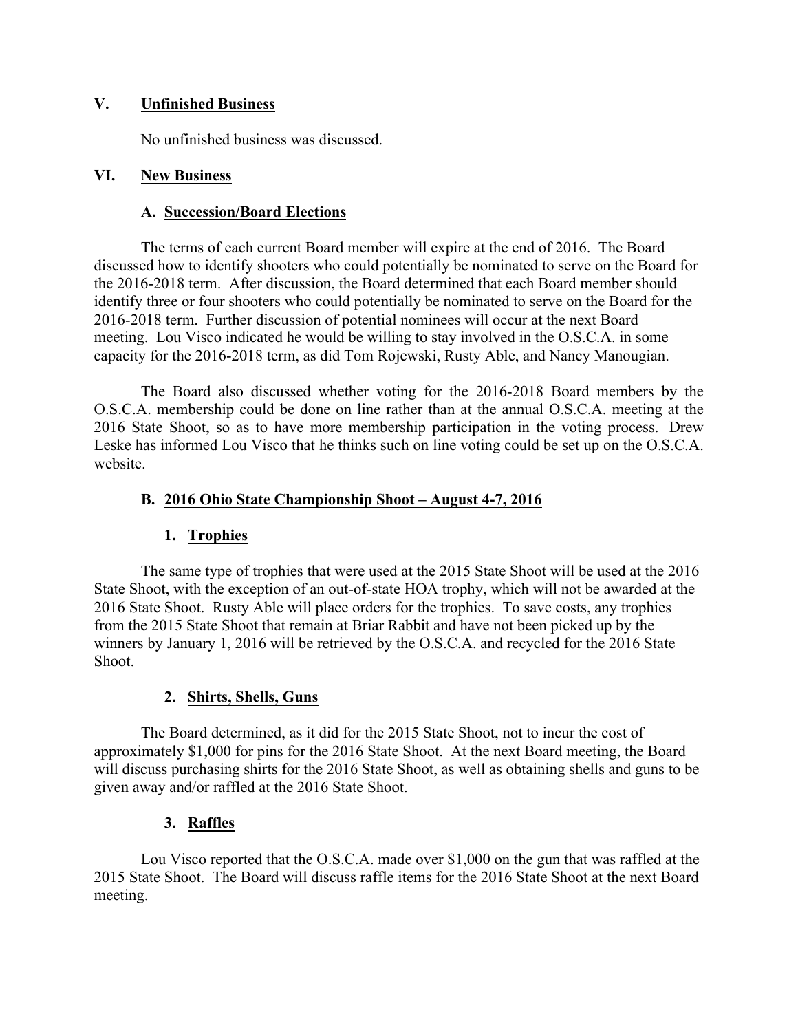## V. Unfinished Business

No unfinished business was discussed.

## VI. New Business

### A. Succession/Board Elections

The terms of each current Board member will expire at the end of 2016. The Board discussed how to identify shooters who could potentially be nominated to serve on the Board for the 2016-2018 term. After discussion, the Board determined that each Board member should identify three or four shooters who could potentially be nominated to serve on the Board for the 2016-2018 term. Further discussion of potential nominees will occur at the next Board meeting. Lou Visco indicated he would be willing to stay involved in the O.S.C.A. in some capacity for the 2016-2018 term, as did Tom Rojewski, Rusty Able, and Nancy Manougian.

The Board also discussed whether voting for the 2016-2018 Board members by the O.S.C.A. membership could be done on line rather than at the annual O.S.C.A. meeting at the 2016 State Shoot, so as to have more membership participation in the voting process. Drew Leske has informed Lou Visco that he thinks such on line voting could be set up on the O.S.C.A. website.

### B. 2016 Ohio State Championship Shoot – August 4-7, 2016

#### 1. Trophies

The same type of trophies that were used at the 2015 State Shoot will be used at the 2016 State Shoot, with the exception of an out-of-state HOA trophy, which will not be awarded at the 2016 State Shoot. Rusty Able will place orders for the trophies. To save costs, any trophies from the 2015 State Shoot that remain at Briar Rabbit and have not been picked up by the winners by January 1, 2016 will be retrieved by the O.S.C.A. and recycled for the 2016 State Shoot.

#### 2. Shirts, Shells, Guns

The Board determined, as it did for the 2015 State Shoot, not to incur the cost of approximately $1,000 for pins for the 2016 State Shoot. At the next Board meeting, the Board will discuss purchasing shirts for the 2016 State Shoot, as well as obtaining shells and guns to be given away and/or raffled at the 2016 State Shoot.

#### 3. Raffles

Lou Visco reported that the O.S.C.A. made over $1,000 on the gun that was raffled at the 2015 State Shoot. The Board will discuss raffle items for the 2016 State Shoot at the next Board meeting.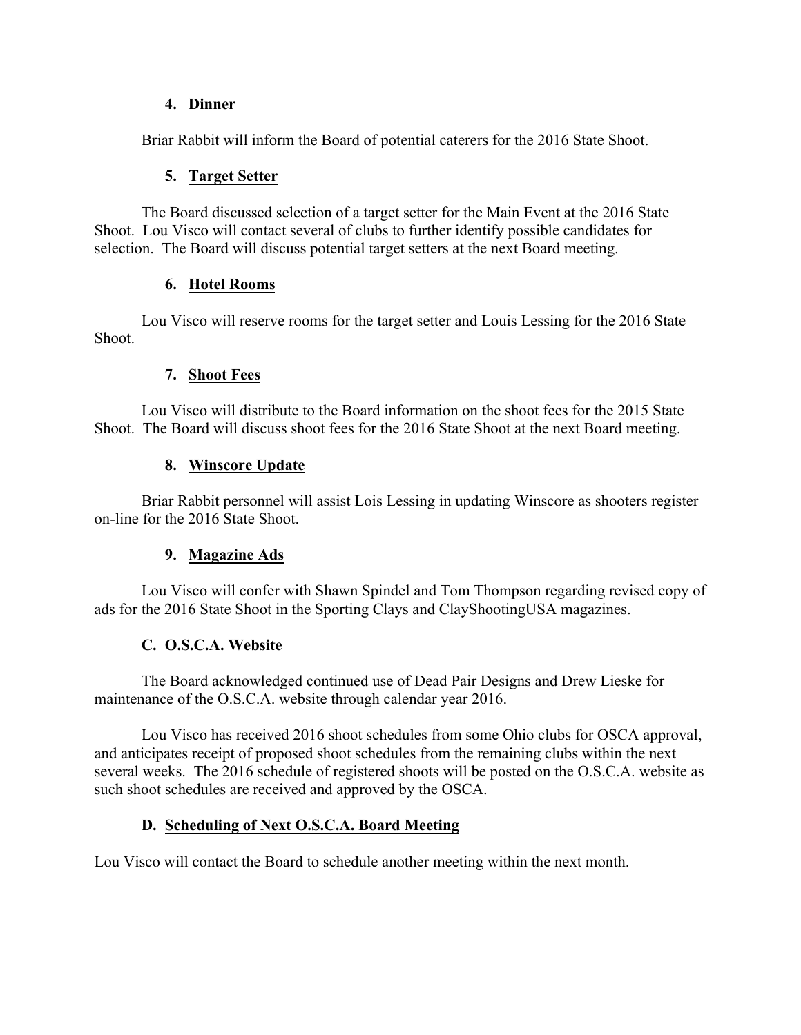### 4. Dinner

Briar Rabbit will inform the Board of potential caterers for the 2016 State Shoot.

### 5. Target Setter

The Board discussed selection of a target setter for the Main Event at the 2016 State Shoot. Lou Visco will contact several of clubs to further identify possible candidates for selection. The Board will discuss potential target setters at the next Board meeting.

### 6. Hotel Rooms

Lou Visco will reserve rooms for the target setter and Louis Lessing for the 2016 State Shoot.

### 7. Shoot Fees

Lou Visco will distribute to the Board information on the shoot fees for the 2015 State Shoot. The Board will discuss shoot fees for the 2016 State Shoot at the next Board meeting.

### 8. Winscore Update

Briar Rabbit personnel will assist Lois Lessing in updating Winscore as shooters register on-line for the 2016 State Shoot.

### 9. Magazine Ads

Lou Visco will confer with Shawn Spindel and Tom Thompson regarding revised copy of ads for the 2016 State Shoot in the Sporting Clays and ClayShootingUSA magazines.

## C. O.S.C.A. Website

The Board acknowledged continued use of Dead Pair Designs and Drew Lieske for maintenance of the O.S.C.A. website through calendar year 2016.

Lou Visco has received 2016 shoot schedules from some Ohio clubs for OSCA approval, and anticipates receipt of proposed shoot schedules from the remaining clubs within the next several weeks. The 2016 schedule of registered shoots will be posted on the O.S.C.A. website as such shoot schedules are received and approved by the OSCA.

## D. Scheduling of Next O.S.C.A. Board Meeting

Lou Visco will contact the Board to schedule another meeting within the next month.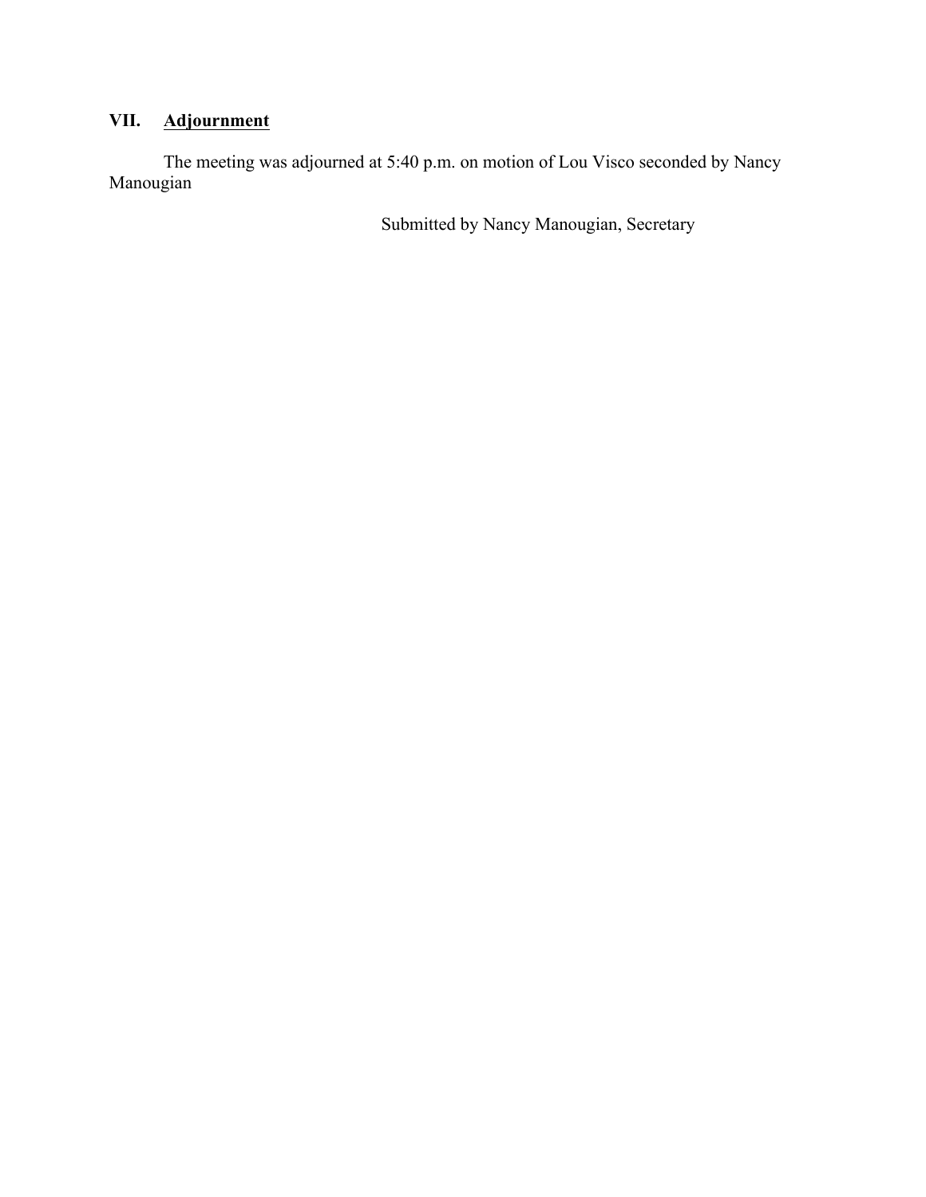## VII. Adjournment

The meeting was adjourned at 5:40 p.m. on motion of Lou Visco seconded by Nancy Manougian

Submitted by Nancy Manougian, Secretary